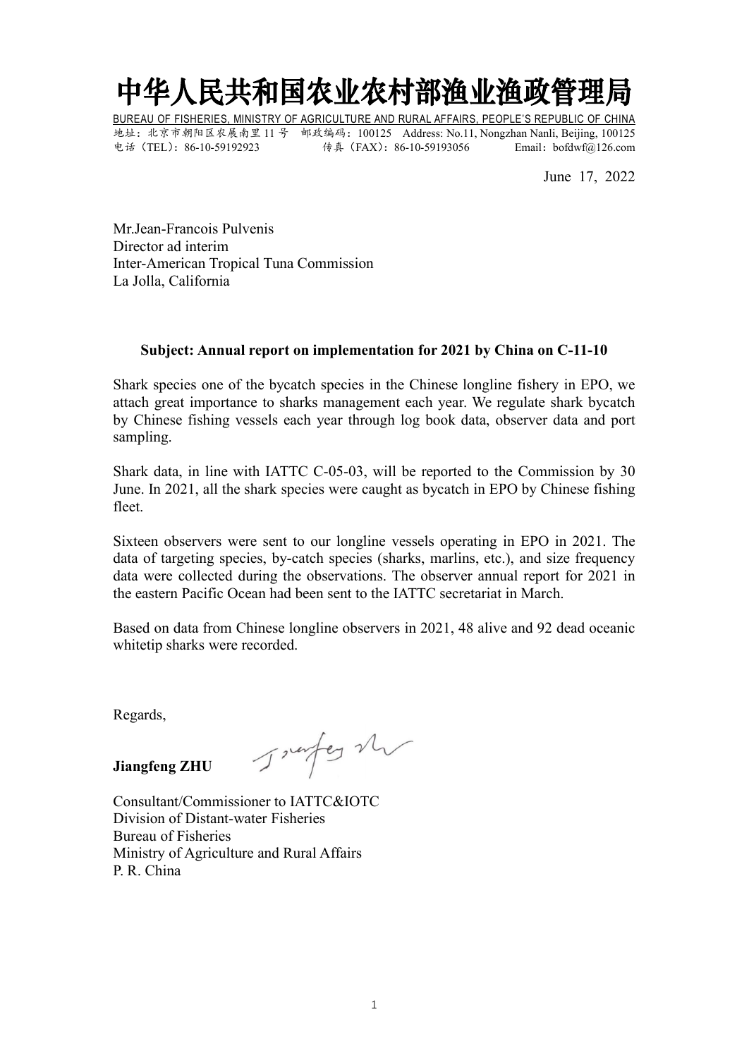# 中华人民共和国农业农村部渔业渔政管理局

BUREAU OF FISHERIES, MINISTRY OF AGRICULTURE AND RURAL AFFAIRS, PEOPLE'S REPUBLIC OF CHINA

地址：北京市朝阳区农展南里 11 号　邮政编码：100125　Address: No.11, Nongzhan Nanli, Beijing, 100125

电话（TEL）：86-10-59192923　传真（FAX）：86-10-59193056　Email：bofdwf@126.com

June 17, 2022

Mr.Jean-Francois Pulvenis
Director ad interim
Inter-American Tropical Tuna Commission
La Jolla, California

**Subject: Annual report on implementation for 2021 by China on C-11-10**

Shark species one of the bycatch species in the Chinese longline fishery in EPO, we attach great importance to sharks management each year. We regulate shark bycatch by Chinese fishing vessels each year through log book data, observer data and port sampling.

Shark data, in line with IATTC C-05-03, will be reported to the Commission by 30 June. In 2021, all the shark species were caught as bycatch in EPO by Chinese fishing fleet.

Sixteen observers were sent to our longline vessels operating in EPO in 2021. The data of targeting species, by-catch species (sharks, marlins, etc.), and size frequency data were collected during the observations. The observer annual report for 2021 in the eastern Pacific Ocean had been sent to the IATTC secretariat in March.

Based on data from Chinese longline observers in 2021, 48 alive and 92 dead oceanic whitetip sharks were recorded.

Regards,

**Jiangfeng ZHU**

Consultant/Commissioner to IATTC&IOTC
Division of Distant-water Fisheries
Bureau of Fisheries
Ministry of Agriculture and Rural Affairs
P. R. China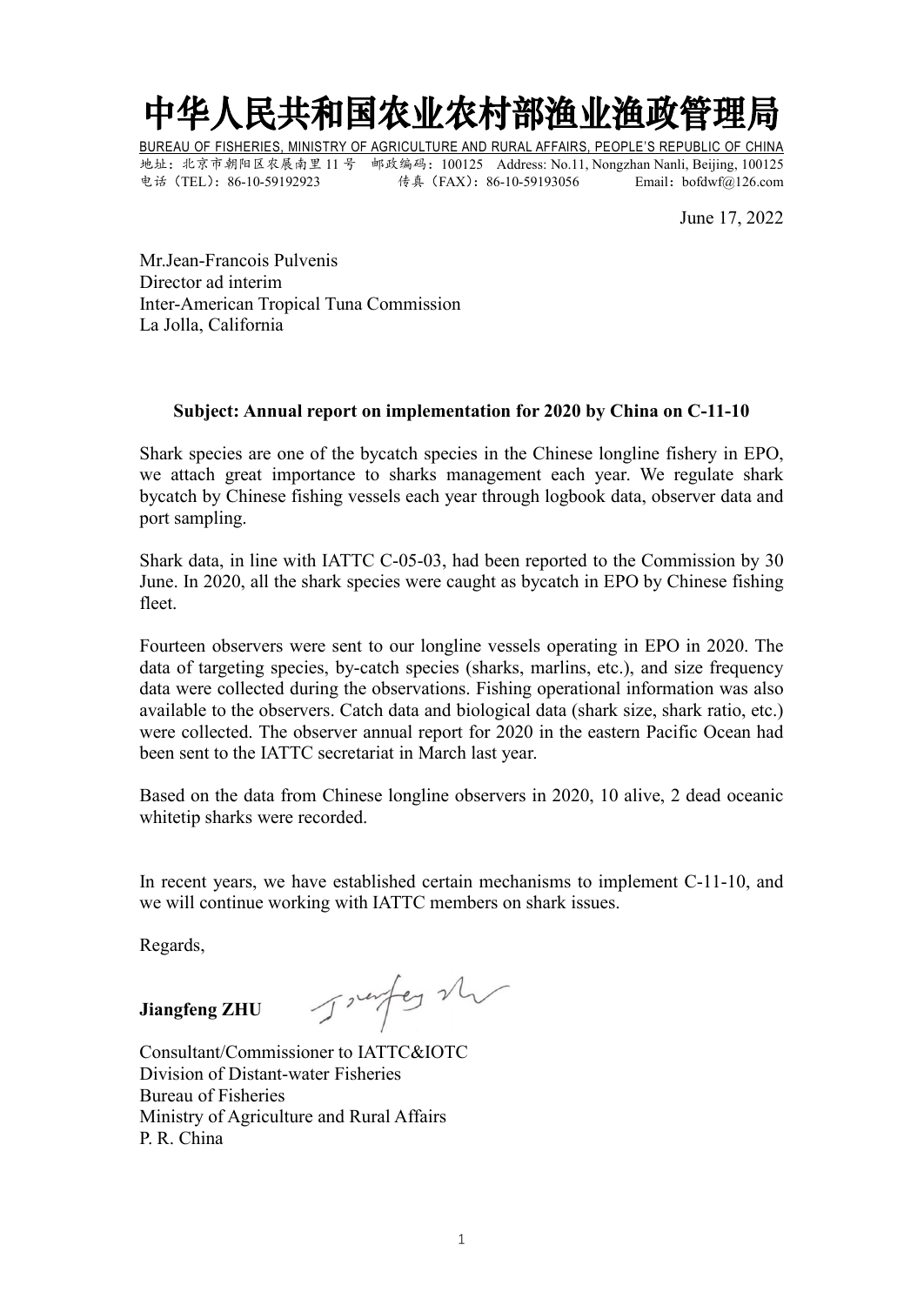# 中华人民共和国农业农村部渔业渔政管理局

BUREAU OF FISHERIES, MINISTRY OF AGRICULTURE AND RURAL AFFAIRS, PEOPLE'S REPUBLIC OF CHINA

地址：北京市朝阳区农展南里 11 号　邮政编码：100125　Address: No.11, Nongzhan Nanli, Beijing, 100125

电话（TEL）：86-10-59192923　传真（FAX）：86-10-59193056　Email：bofdwf@126.com

June 17, 2022

Mr.Jean-Francois Pulvenis
Director ad interim
Inter-American Tropical Tuna Commission
La Jolla, California

**Subject: Annual report on implementation for 2020 by China on C-11-10**

Shark species are one of the bycatch species in the Chinese longline fishery in EPO, we attach great importance to sharks management each year. We regulate shark bycatch by Chinese fishing vessels each year through logbook data, observer data and port sampling.

Shark data, in line with IATTC C-05-03, had been reported to the Commission by 30 June. In 2020, all the shark species were caught as bycatch in EPO by Chinese fishing fleet.

Fourteen observers were sent to our longline vessels operating in EPO in 2020. The data of targeting species, by-catch species (sharks, marlins, etc.), and size frequency data were collected during the observations. Fishing operational information was also available to the observers. Catch data and biological data (shark size, shark ratio, etc.) were collected. The observer annual report for 2020 in the eastern Pacific Ocean had been sent to the IATTC secretariat in March last year.

Based on the data from Chinese longline observers in 2020, 10 alive, 2 dead oceanic whitetip sharks were recorded.

In recent years, we have established certain mechanisms to implement C-11-10, and we will continue working with IATTC members on shark issues.

Regards,

**Jiangfeng ZHU**

Consultant/Commissioner to IATTC&IOTC
Division of Distant-water Fisheries
Bureau of Fisheries
Ministry of Agriculture and Rural Affairs
P. R. China